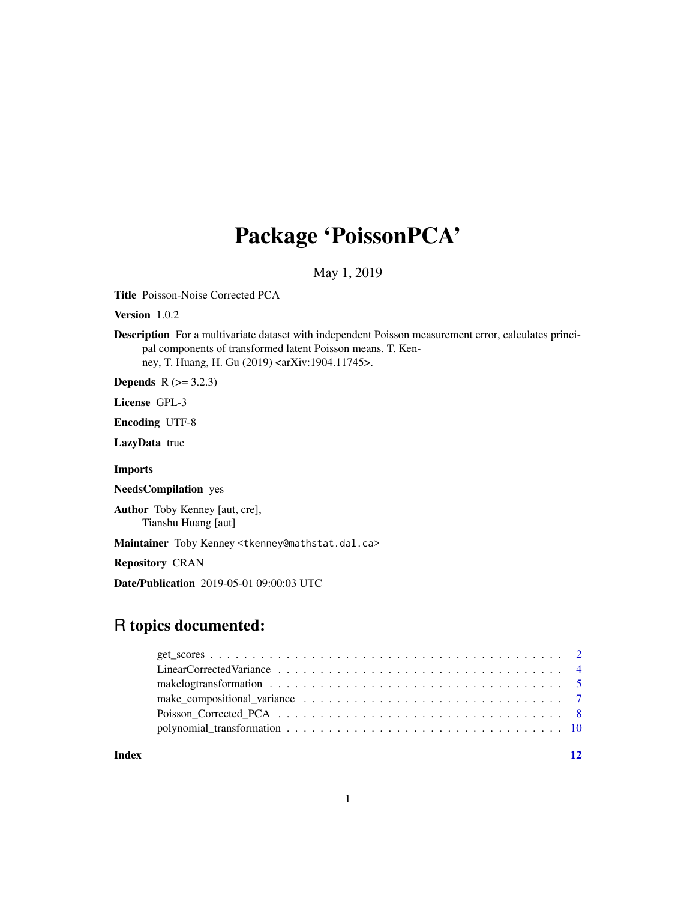# Package 'PoissonPCA'

May 1, 2019

**Title** Poisson-Noise Corrected PCA

**Version** 1.0.2

**Description** For a multivariate dataset with independent Poisson measurement error, calculates principal components of transformed latent Poisson means. T. Kenney, T. Huang, H. Gu (2019) <arXiv:1904.11745>.

**Depends** R (>= 3.2.3)

**License** GPL-3

**Encoding** UTF-8

**LazyData** true

**Imports**

**NeedsCompilation** yes

**Author** Toby Kenney [aut, cre],
Tianshu Huang [aut]

**Maintainer** Toby Kenney <tkenney@mathstat.dal.ca>

**Repository** CRAN

**Date/Publication** 2019-05-01 09:00:03 UTC

## R topics documented:

- get_scores . . . . . . . . . . . . . . . . . . . . . . . . . . . . . . . . . . . . . . . . . . . 2
- LinearCorrectedVariance . . . . . . . . . . . . . . . . . . . . . . . . . . . . . . . . . . . 4
- makelogtransformation . . . . . . . . . . . . . . . . . . . . . . . . . . . . . . . . . . . . 5
- make_compositional_variance . . . . . . . . . . . . . . . . . . . . . . . . . . . . . . . . 7
- Poisson_Corrected_PCA . . . . . . . . . . . . . . . . . . . . . . . . . . . . . . . . . . . 8
- polynomial_transformation . . . . . . . . . . . . . . . . . . . . . . . . . . . . . . . . . 10

**Index** 12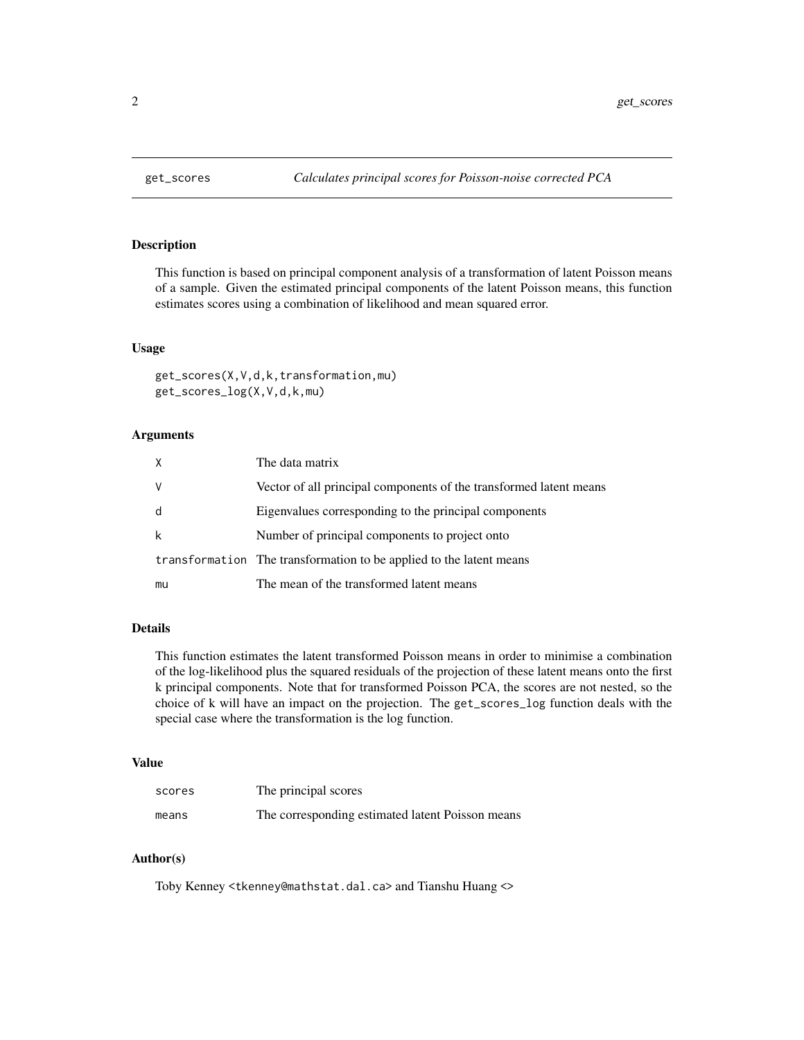## get_scores — *Calculates principal scores for Poisson-noise corrected PCA*

### Description

This function is based on principal component analysis of a transformation of latent Poisson means of a sample. Given the estimated principal components of the latent Poisson means, this function estimates scores using a combination of likelihood and mean squared error.

### Usage

```
get_scores(X,V,d,k,transformation,mu)
get_scores_log(X,V,d,k,mu)
```

### Arguments

| | |
|---|---|
| X | The data matrix |
| V | Vector of all principal components of the transformed latent means |
| d | Eigenvalues corresponding to the principal components |
| k | Number of principal components to project onto |
| transformation | The transformation to be applied to the latent means |
| mu | The mean of the transformed latent means |

### Details

This function estimates the latent transformed Poisson means in order to minimise a combination of the log-likelihood plus the squared residuals of the projection of these latent means onto the first k principal components. Note that for transformed Poisson PCA, the scores are not nested, so the choice of k will have an impact on the projection. The `get_scores_log` function deals with the special case where the transformation is the log function.

### Value

| | |
|---|---|
| scores | The principal scores |
| means | The corresponding estimated latent Poisson means |

### Author(s)

Toby Kenney <tkenney@mathstat.dal.ca> and Tianshu Huang <>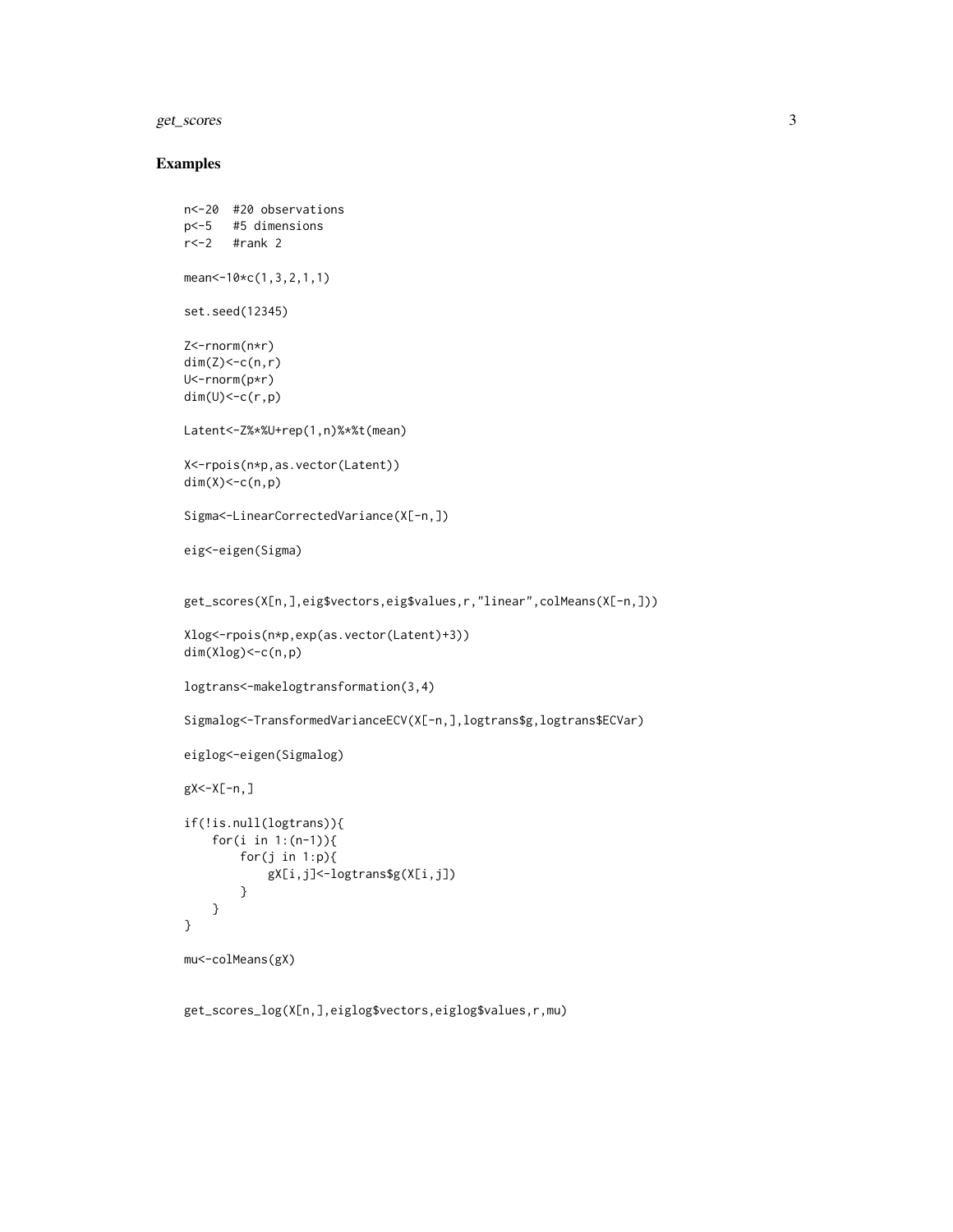## Examples

```
n<-20  #20 observations
p<-5   #5 dimensions
r<-2   #rank 2

mean<-10*c(1,3,2,1,1)

set.seed(12345)

Z<-rnorm(n*r)
dim(Z)<-c(n,r)
U<-rnorm(p*r)
dim(U)<-c(r,p)

Latent<-Z%*%U+rep(1,n)%*%t(mean)

X<-rpois(n*p,as.vector(Latent))
dim(X)<-c(n,p)

Sigma<-LinearCorrectedVariance(X[-n,])

eig<-eigen(Sigma)


get_scores(X[n,],eig$vectors,eig$values,r,"linear",colMeans(X[-n,]))

Xlog<-rpois(n*p,exp(as.vector(Latent)+3))
dim(Xlog)<-c(n,p)

logtrans<-makelogtransformation(3,4)

Sigmalog<-TransformedVarianceECV(X[-n,],logtrans$g,logtrans$ECVar)

eiglog<-eigen(Sigmalog)

gX<-X[-n,]

if(!is.null(logtrans)){
    for(i in 1:(n-1)){
        for(j in 1:p){
            gX[i,j]<-logtrans$g(X[i,j])
        }
    }
}

mu<-colMeans(gX)


get_scores_log(X[n,],eiglog$vectors,eiglog$values,r,mu)
```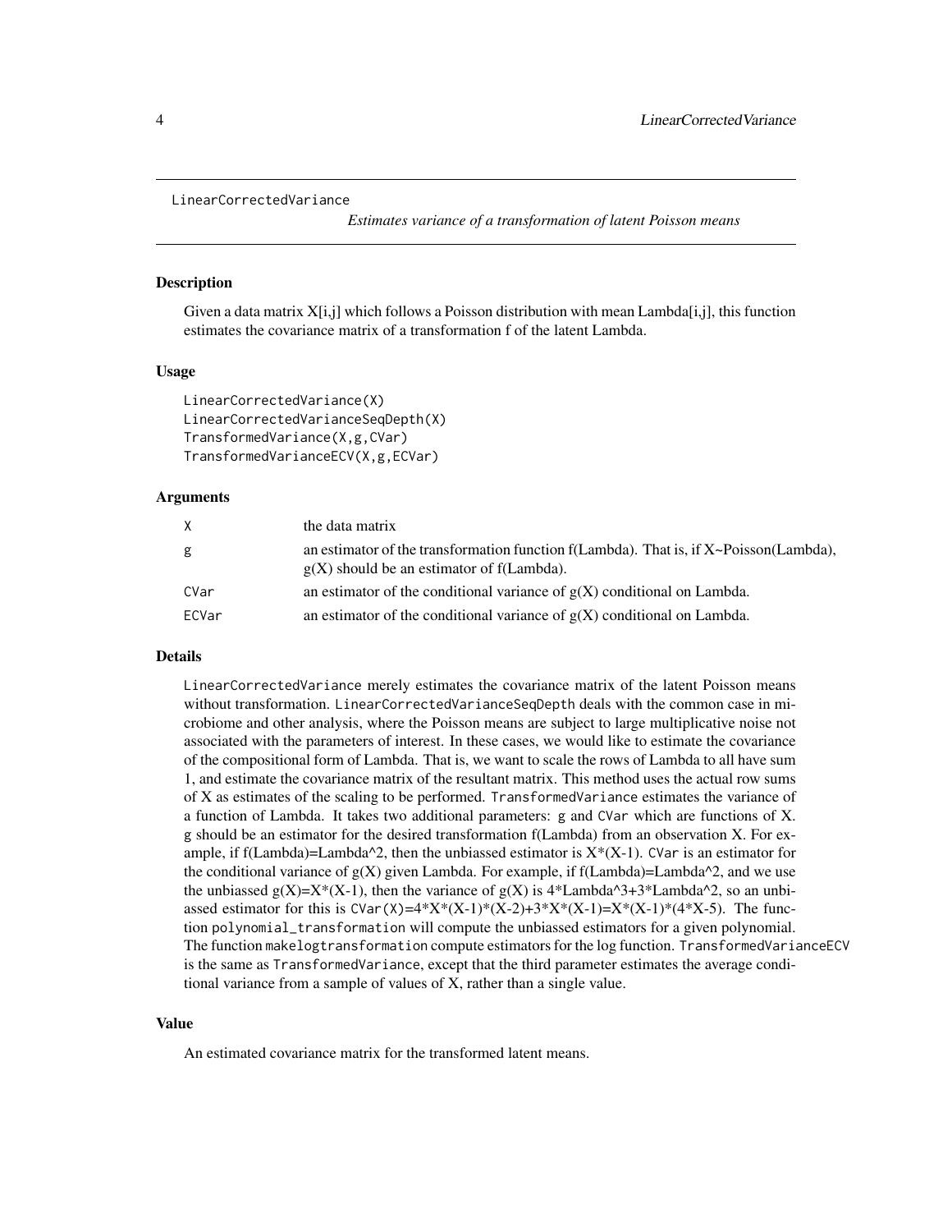```
LinearCorrectedVariance
```

*Estimates variance of a transformation of latent Poisson means*

## Description

Given a data matrix X[i,j] which follows a Poisson distribution with mean Lambda[i,j], this function estimates the covariance matrix of a transformation f of the latent Lambda.

## Usage

```
LinearCorrectedVariance(X)
LinearCorrectedVarianceSeqDepth(X)
TransformedVariance(X,g,CVar)
TransformedVarianceECV(X,g,ECVar)
```

## Arguments

| | |
|---|---|
| `X` | the data matrix |
| `g` | an estimator of the transformation function f(Lambda). That is, if X~Poisson(Lambda), g(X) should be an estimator of f(Lambda). |
| `CVar` | an estimator of the conditional variance of g(X) conditional on Lambda. |
| `ECVar` | an estimator of the conditional variance of g(X) conditional on Lambda. |

## Details

`LinearCorrectedVariance` merely estimates the covariance matrix of the latent Poisson means without transformation. `LinearCorrectedVarianceSeqDepth` deals with the common case in microbiome and other analysis, where the Poisson means are subject to large multiplicative noise not associated with the parameters of interest. In these cases, we would like to estimate the covariance of the compositional form of Lambda. That is, we want to scale the rows of Lambda to all have sum 1, and estimate the covariance matrix of the resultant matrix. This method uses the actual row sums of X as estimates of the scaling to be performed. `TransformedVariance` estimates the variance of a function of Lambda. It takes two additional parameters: `g` and `CVar` which are functions of X. `g` should be an estimator for the desired transformation f(Lambda) from an observation X. For example, if f(Lambda)=Lambda^2, then the unbiassed estimator is X*(X-1). `CVar` is an estimator for the conditional variance of g(X) given Lambda. For example, if f(Lambda)=Lambda^2, and we use the unbiassed g(X)=X*(X-1), then the variance of g(X) is 4*Lambda^3+3*Lambda^2, so an unbiassed estimator for this is `CVar(X)`=4*X*(X-1)*(X-2)+3*X*(X-1)=X*(X-1)*(4*X-5). The function `polynomial_transformation` will compute the unbiassed estimators for a given polynomial. The function `makelogtransformation` compute estimators for the log function. `TransformedVarianceECV` is the same as `TransformedVariance`, except that the third parameter estimates the average conditional variance from a sample of values of X, rather than a single value.

## Value

An estimated covariance matrix for the transformed latent means.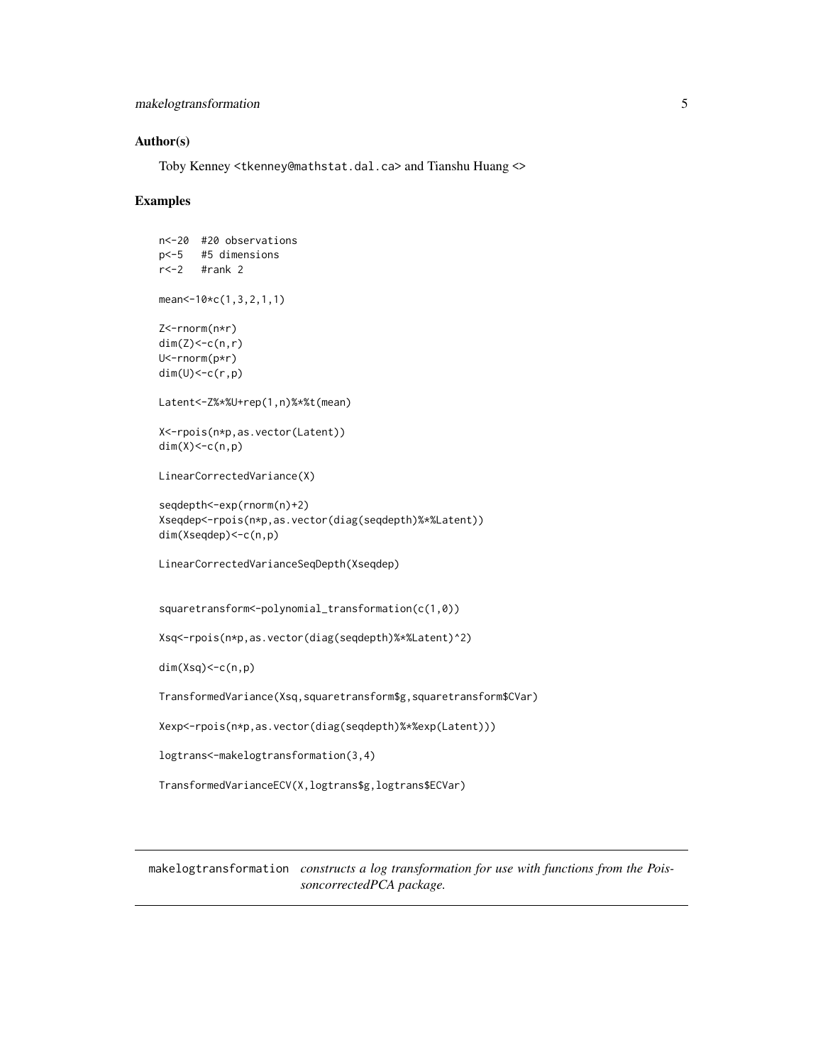## Author(s)

Toby Kenney <tkenney@mathstat.dal.ca> and Tianshu Huang <>

## Examples

```
n<-20  #20 observations
p<-5   #5 dimensions
r<-2   #rank 2

mean<-10*c(1,3,2,1,1)

Z<-rnorm(n*r)
dim(Z)<-c(n,r)
U<-rnorm(p*r)
dim(U)<-c(r,p)

Latent<-Z%*%U+rep(1,n)%*%t(mean)

X<-rpois(n*p,as.vector(Latent))
dim(X)<-c(n,p)

LinearCorrectedVariance(X)

seqdepth<-exp(rnorm(n)+2)
Xseqdep<-rpois(n*p,as.vector(diag(seqdepth)%*%Latent))
dim(Xseqdep)<-c(n,p)

LinearCorrectedVarianceSeqDepth(Xseqdep)


squaretransform<-polynomial_transformation(c(1,0))

Xsq<-rpois(n*p,as.vector(diag(seqdepth)%*%Latent)^2)

dim(Xsq)<-c(n,p)

TransformedVariance(Xsq,squaretransform$g,squaretransform$CVar)

Xexp<-rpois(n*p,as.vector(diag(seqdepth)%*%exp(Latent)))

logtrans<-makelogtransformation(3,4)

TransformedVarianceECV(X,logtrans$g,logtrans$ECVar)
```

---

# makelogtransformation — *constructs a log transformation for use with functions from the PoissoncorrectedPCA package.*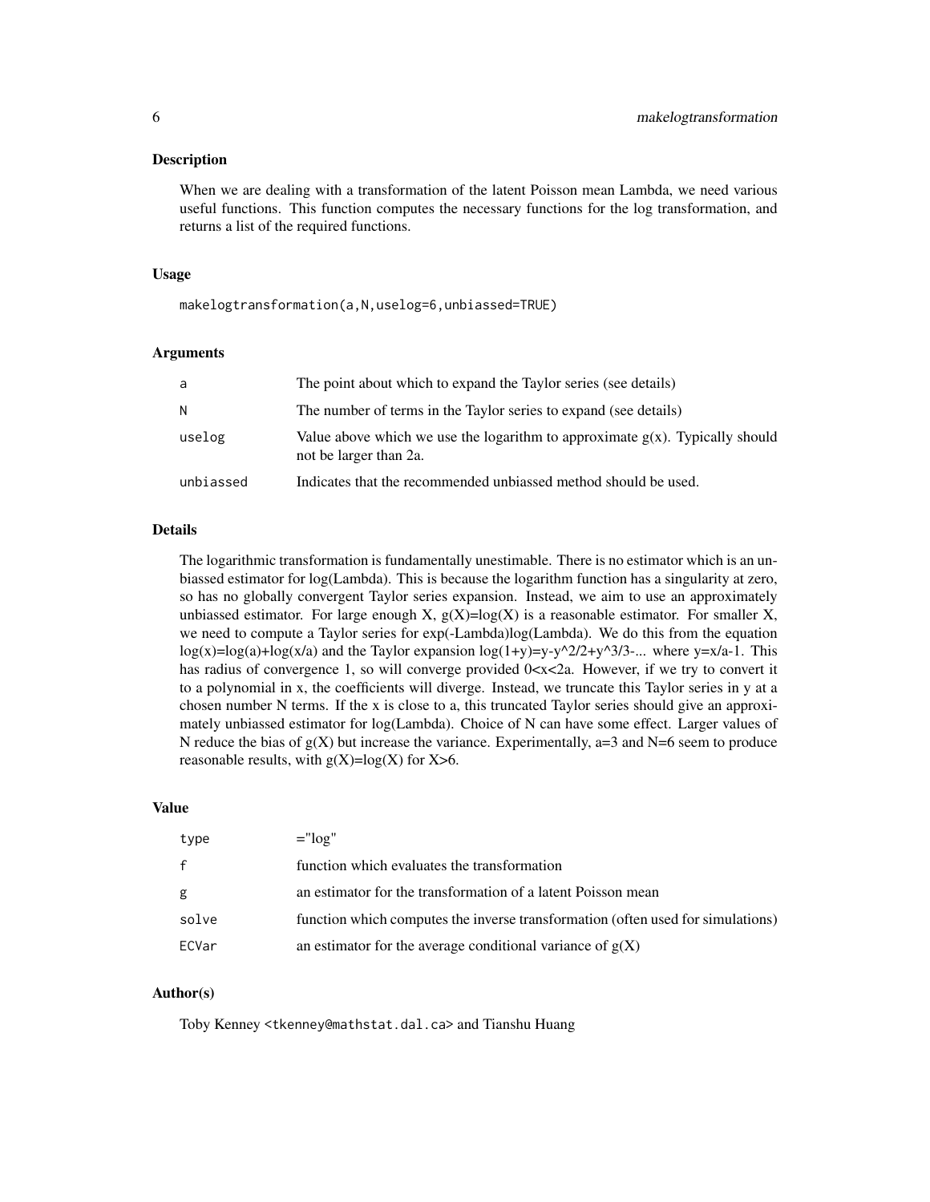## Description

When we are dealing with a transformation of the latent Poisson mean Lambda, we need various useful functions. This function computes the necessary functions for the log transformation, and returns a list of the required functions.

## Usage

```
makelogtransformation(a,N,uselog=6,unbiassed=TRUE)
```

## Arguments

| | |
|---|---|
| a | The point about which to expand the Taylor series (see details) |
| N | The number of terms in the Taylor series to expand (see details) |
| uselog | Value above which we use the logarithm to approximate g(x). Typically should not be larger than 2a. |
| unbiassed | Indicates that the recommended unbiassed method should be used. |

## Details

The logarithmic transformation is fundamentally unestimable. There is no estimator which is an unbiassed estimator for log(Lambda). This is because the logarithm function has a singularity at zero, so has no globally convergent Taylor series expansion. Instead, we aim to use an approximately unbiassed estimator. For large enough X, g(X)=log(X) is a reasonable estimator. For smaller X, we need to compute a Taylor series for exp(-Lambda)log(Lambda). We do this from the equation log(x)=log(a)+log(x/a) and the Taylor expansion log(1+y)=y-y^2/2+y^3/3-... where y=x/a-1. This has radius of convergence 1, so will converge provided 0<x<2a. However, if we try to convert it to a polynomial in x, the coefficients will diverge. Instead, we truncate this Taylor series in y at a chosen number N terms. If the x is close to a, this truncated Taylor series should give an approximately unbiassed estimator for log(Lambda). Choice of N can have some effect. Larger values of N reduce the bias of g(X) but increase the variance. Experimentally, a=3 and N=6 seem to produce reasonable results, with g(X)=log(X) for X>6.

## Value

| | |
|---|---|
| type | ="log" |
| f | function which evaluates the transformation |
| g | an estimator for the transformation of a latent Poisson mean |
| solve | function which computes the inverse transformation (often used for simulations) |
| ECVar | an estimator for the average conditional variance of g(X) |

## Author(s)

Toby Kenney <tkenney@mathstat.dal.ca> and Tianshu Huang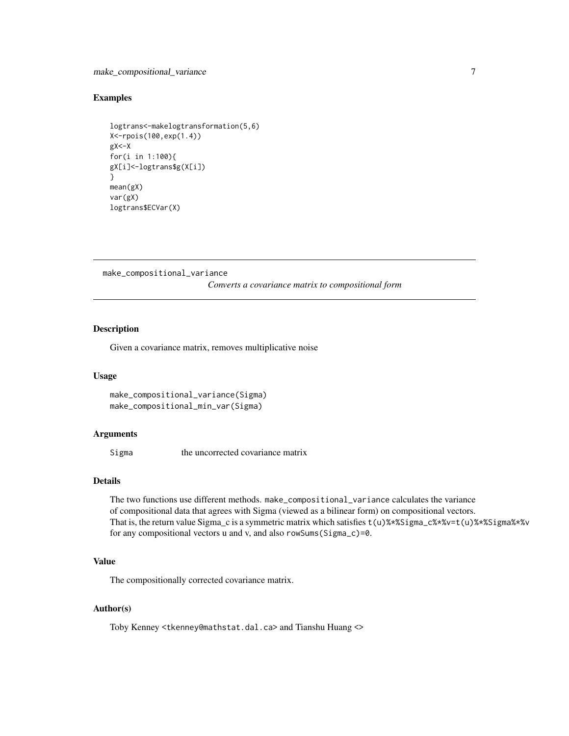## Examples

```
logtrans<-makelogtransformation(5,6)
X<-rpois(100,exp(1.4))
gX<-X
for(i in 1:100){
gX[i]<-logtrans$g(X[i])
}
mean(gX)
var(gX)
logtrans$ECVar(X)
```

---

make_compositional_variance &nbsp;&nbsp;&nbsp;&nbsp;&nbsp;&nbsp;&nbsp;&nbsp; *Converts a covariance matrix to compositional form*

---

### Description

Given a covariance matrix, removes multiplicative noise

### Usage

```
make_compositional_variance(Sigma)
make_compositional_min_var(Sigma)
```

### Arguments

| | |
|---|---|
| Sigma | the uncorrected covariance matrix |

### Details

The two functions use different methods. `make_compositional_variance` calculates the variance of compositional data that agrees with Sigma (viewed as a bilinear form) on compositional vectors. That is, the return value Sigma_c is a symmetric matrix which satisfies `t(u)%*%Sigma_c%*%v=t(u)%*%Sigma%*%v` for any compositional vectors u and v, and also `rowSums(Sigma_c)=0`.

### Value

The compositionally corrected covariance matrix.

### Author(s)

Toby Kenney <tkenney@mathstat.dal.ca> and Tianshu Huang <>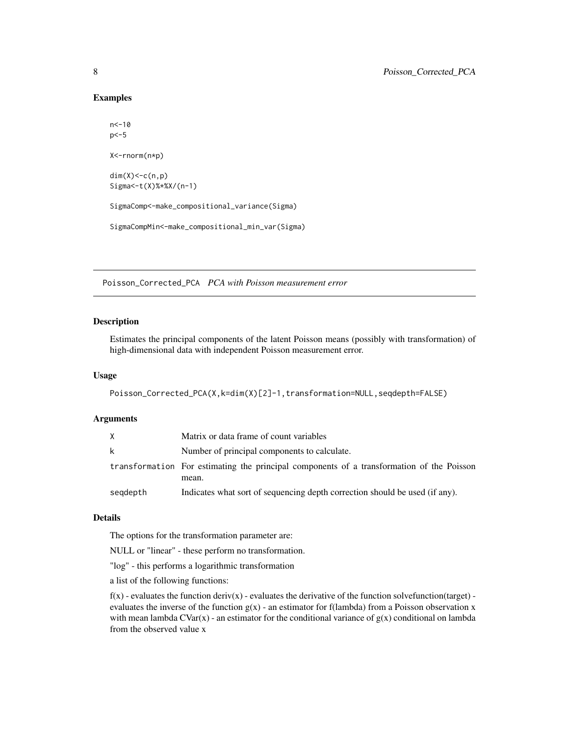### Examples

```
n<-10
p<-5

X<-rnorm(n*p)

dim(X)<-c(n,p)
Sigma<-t(X)%*%X/(n-1)

SigmaComp<-make_compositional_variance(Sigma)

SigmaCompMin<-make_compositional_min_var(Sigma)
```

---

## Poisson_Corrected_PCA *PCA with Poisson measurement error*

### Description

Estimates the principal components of the latent Poisson means (possibly with transformation) of high-dimensional data with independent Poisson measurement error.

### Usage

```
Poisson_Corrected_PCA(X,k=dim(X)[2]-1,transformation=NULL,seqdepth=FALSE)
```

### Arguments

| | |
|---|---|
| X | Matrix or data frame of count variables |
| k | Number of principal components to calculate. |
| transformation | For estimating the principal components of a transformation of the Poisson mean. |
| seqdepth | Indicates what sort of sequencing depth correction should be used (if any). |

### Details

The options for the transformation parameter are:

NULL or "linear" - these perform no transformation.

"log" - this performs a logarithmic transformation

a list of the following functions:

f(x) - evaluates the function deriv(x) - evaluates the derivative of the function solvefunction(target) - evaluates the inverse of the function g(x) - an estimator for f(lambda) from a Poisson observation x with mean lambda CVar(x) - an estimator for the conditional variance of g(x) conditional on lambda from the observed value x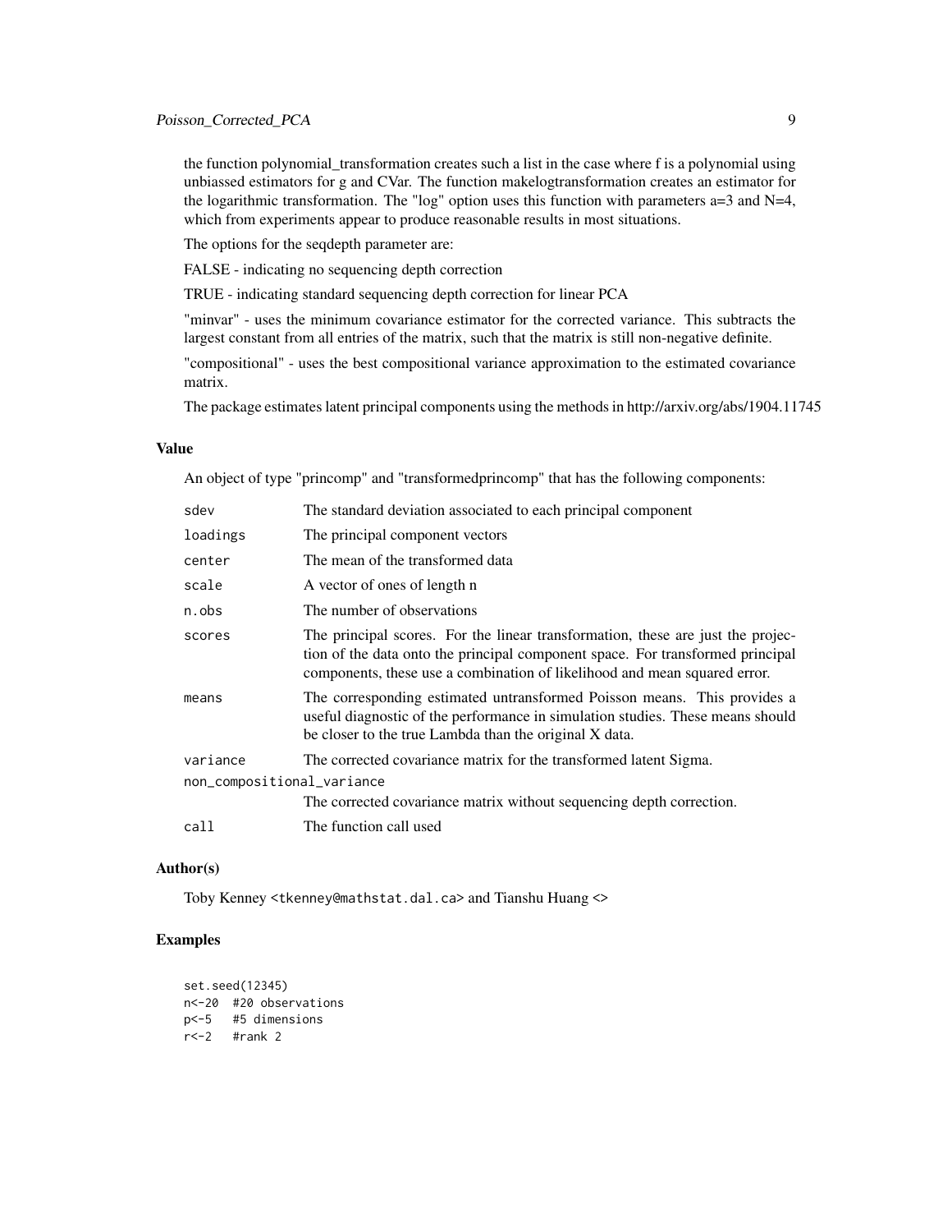the function polynomial_transformation creates such a list in the case where f is a polynomial using unbiassed estimators for g and CVar. The function makelogtransformation creates an estimator for the logarithmic transformation. The "log" option uses this function with parameters a=3 and N=4, which from experiments appear to produce reasonable results in most situations.

The options for the seqdepth parameter are:

FALSE - indicating no sequencing depth correction

TRUE - indicating standard sequencing depth correction for linear PCA

"minvar" - uses the minimum covariance estimator for the corrected variance. This subtracts the largest constant from all entries of the matrix, such that the matrix is still non-negative definite.

"compositional" - uses the best compositional variance approximation to the estimated covariance matrix.

The package estimates latent principal components using the methods in http://arxiv.org/abs/1904.11745

### Value

An object of type "princomp" and "transformedprincomp" that has the following components:

| | |
|---|---|
| `sdev` | The standard deviation associated to each principal component |
| `loadings` | The principal component vectors |
| `center` | The mean of the transformed data |
| `scale` | A vector of ones of length n |
| `n.obs` | The number of observations |
| `scores` | The principal scores. For the linear transformation, these are just the projection of the data onto the principal component space. For transformed principal components, these use a combination of likelihood and mean squared error. |
| `means` | The corresponding estimated untransformed Poisson means. This provides a useful diagnostic of the performance in simulation studies. These means should be closer to the true Lambda than the original X data. |
| `variance` | The corrected covariance matrix for the transformed latent Sigma. |
| `non_compositional_variance` | The corrected covariance matrix without sequencing depth correction. |
| `call` | The function call used |

### Author(s)

Toby Kenney <tkenney@mathstat.dal.ca> and Tianshu Huang <>

### Examples

```
set.seed(12345)
n<-20  #20 observations
p<-5   #5 dimensions
r<-2   #rank 2
```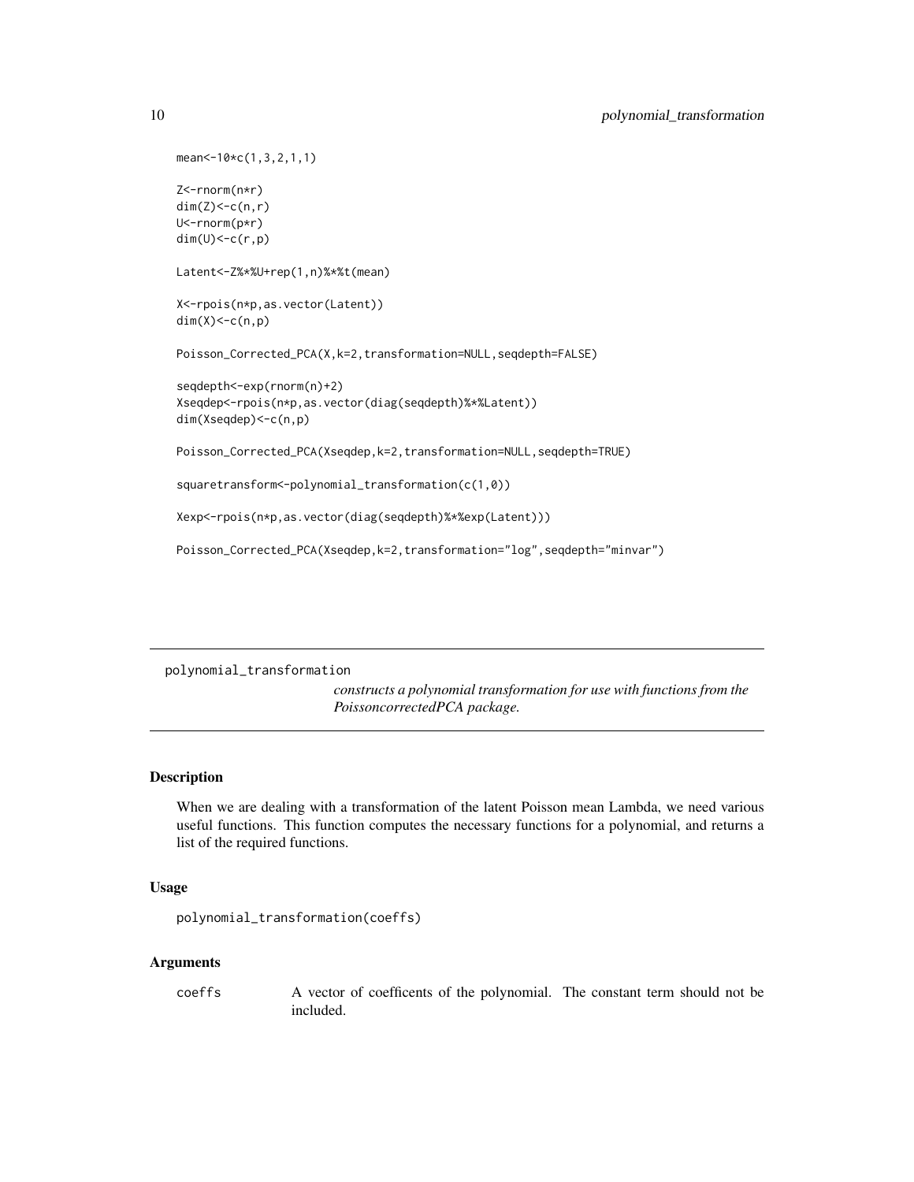```
mean<-10*c(1,3,2,1,1)

Z<-rnorm(n*r)
dim(Z)<-c(n,r)
U<-rnorm(p*r)
dim(U)<-c(r,p)

Latent<-Z%*%U+rep(1,n)%*%t(mean)

X<-rpois(n*p,as.vector(Latent))
dim(X)<-c(n,p)

Poisson_Corrected_PCA(X,k=2,transformation=NULL,seqdepth=FALSE)

seqdepth<-exp(rnorm(n)+2)
Xseqdep<-rpois(n*p,as.vector(diag(seqdepth)%*%Latent))
dim(Xseqdep)<-c(n,p)

Poisson_Corrected_PCA(Xseqdep,k=2,transformation=NULL,seqdepth=TRUE)

squaretransform<-polynomial_transformation(c(1,0))

Xexp<-rpois(n*p,as.vector(diag(seqdepth)%*%exp(Latent)))

Poisson_Corrected_PCA(Xseqdep,k=2,transformation="log",seqdepth="minvar")
```

---

## polynomial_transformation

*constructs a polynomial transformation for use with functions from the PoissoncorrectedPCA package.*

---

### Description

When we are dealing with a transformation of the latent Poisson mean Lambda, we need various useful functions. This function computes the necessary functions for a polynomial, and returns a list of the required functions.

### Usage

```
polynomial_transformation(coeffs)
```

### Arguments

| | |
|---|---|
| coeffs | A vector of coefficents of the polynomial. The constant term should not be included. |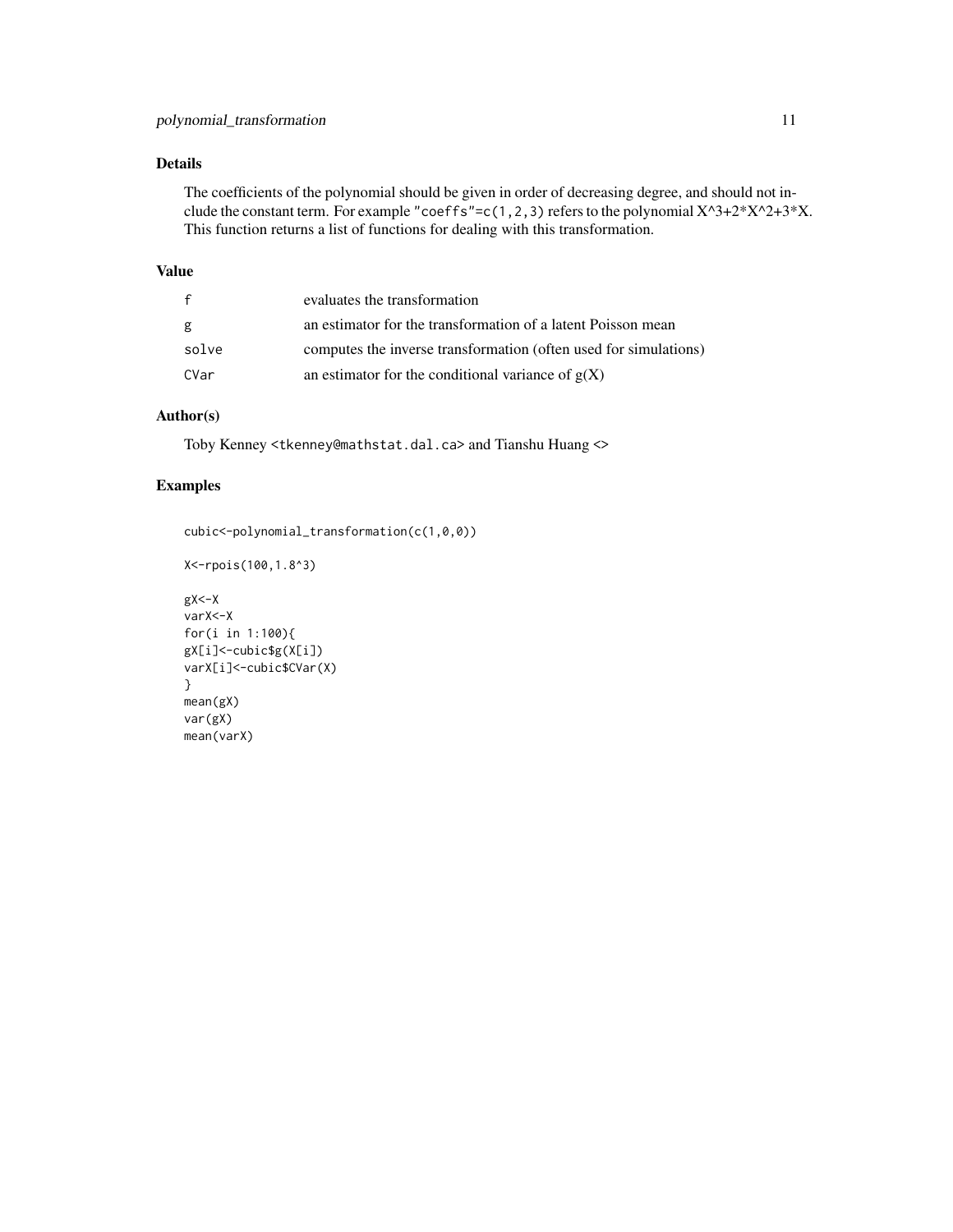## Details

The coefficients of the polynomial should be given in order of decreasing degree, and should not include the constant term. For example "coeffs"=c(1,2,3) refers to the polynomial X^3+2*X^2+3*X. This function returns a list of functions for dealing with this transformation.

## Value

| | |
|---|---|
| f | evaluates the transformation |
| g | an estimator for the transformation of a latent Poisson mean |
| solve | computes the inverse transformation (often used for simulations) |
| CVar | an estimator for the conditional variance of g(X) |

## Author(s)

Toby Kenney <tkenney@mathstat.dal.ca> and Tianshu Huang <>

## Examples

```
cubic<-polynomial_transformation(c(1,0,0))

X<-rpois(100,1.8^3)

gX<-X
varX<-X
for(i in 1:100){
gX[i]<-cubic$g(X[i])
varX[i]<-cubic$CVar(X)
}
mean(gX)
var(gX)
mean(varX)
```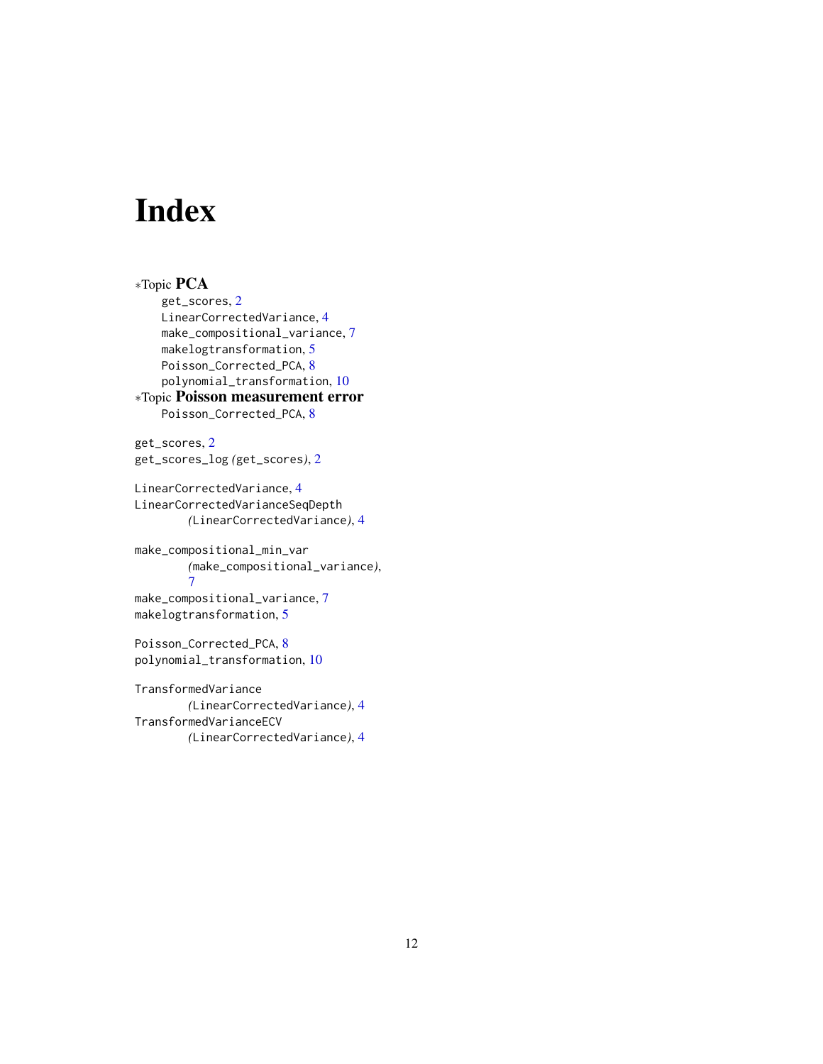# Index

*Topic **PCA**
  get_scores, 2
  LinearCorrectedVariance, 4
  make_compositional_variance, 7
  makelogtransformation, 5
  Poisson_Corrected_PCA, 8
  polynomial_transformation, 10

*Topic **Poisson measurement error**
  Poisson_Corrected_PCA, 8

get_scores, 2
get_scores_log *(get_scores)*, 2

LinearCorrectedVariance, 4
LinearCorrectedVarianceSeqDepth *(LinearCorrectedVariance)*, 4

make_compositional_min_var *(make_compositional_variance)*, 7
make_compositional_variance, 7
makelogtransformation, 5

Poisson_Corrected_PCA, 8
polynomial_transformation, 10

TransformedVariance *(LinearCorrectedVariance)*, 4
TransformedVarianceECV *(LinearCorrectedVariance)*, 4